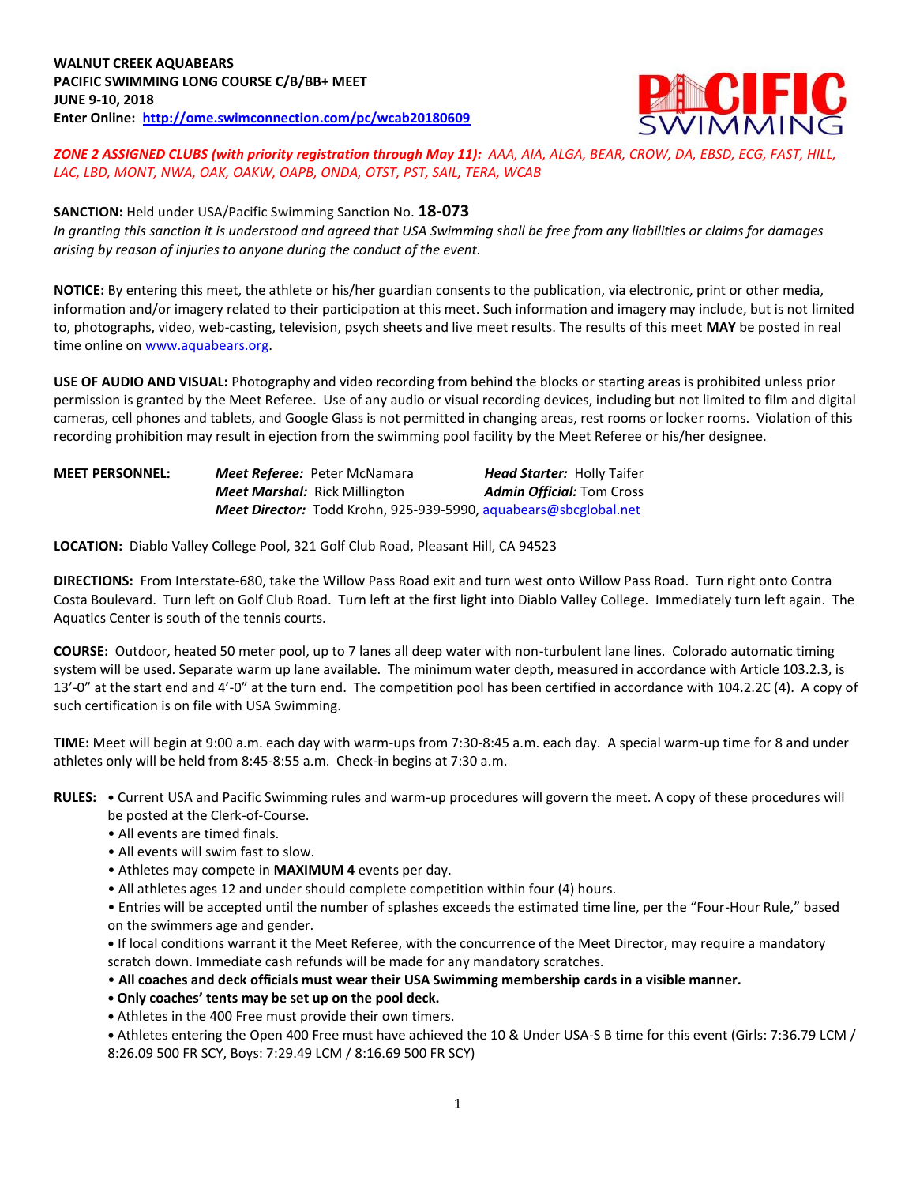**WALNUT CREEK AQUABEARS**
**PACIFIC SWIMMING LONG COURSE C/B/BB+ MEET**
**JUNE 9-10, 2018**
**Enter Online: [http://ome.swimconnection.com/pc/wcab20180609](http://ome.swimconnection.com/pc/wcab20180609)**

***ZONE 2 ASSIGNED CLUBS (with priority registration through May 11):*** *AAA, AIA, ALGA, BEAR, CROW, DA, EBSD, ECG, FAST, HILL, LAC, LBD, MONT, NWA, OAK, OAKW, OAPB, ONDA, OTST, PST, SAIL, TERA, WCAB*

**SANCTION:** Held under USA/Pacific Swimming Sanction No. **18-073**
*In granting this sanction it is understood and agreed that USA Swimming shall be free from any liabilities or claims for damages arising by reason of injuries to anyone during the conduct of the event.*

**NOTICE:** By entering this meet, the athlete or his/her guardian consents to the publication, via electronic, print or other media, information and/or imagery related to their participation at this meet. Such information and imagery may include, but is not limited to, photographs, video, web-casting, television, psych sheets and live meet results. The results of this meet **MAY** be posted in real time online on [www.aquabears.org](www.aquabears.org).

**USE OF AUDIO AND VISUAL:** Photography and video recording from behind the blocks or starting areas is prohibited unless prior permission is granted by the Meet Referee. Use of any audio or visual recording devices, including but not limited to film and digital cameras, cell phones and tablets, and Google Glass is not permitted in changing areas, rest rooms or locker rooms. Violation of this recording prohibition may result in ejection from the swimming pool facility by the Meet Referee or his/her designee.

**MEET PERSONNEL:**
***Meet Referee:*** Peter McNamara
***Head Starter:*** Holly Taifer
***Meet Marshal:*** Rick Millington
***Admin Official:*** Tom Cross
***Meet Director:*** Todd Krohn, 925-939-5990, [aquabears@sbcglobal.net](mailto:aquabears@sbcglobal.net)

**LOCATION:** Diablo Valley College Pool, 321 Golf Club Road, Pleasant Hill, CA 94523

**DIRECTIONS:** From Interstate-680, take the Willow Pass Road exit and turn west onto Willow Pass Road. Turn right onto Contra Costa Boulevard. Turn left on Golf Club Road. Turn left at the first light into Diablo Valley College. Immediately turn left again. The Aquatics Center is south of the tennis courts.

**COURSE:** Outdoor, heated 50 meter pool, up to 7 lanes all deep water with non-turbulent lane lines. Colorado automatic timing system will be used. Separate warm up lane available. The minimum water depth, measured in accordance with Article 103.2.3, is 13'-0" at the start end and 4'-0" at the turn end. The competition pool has been certified in accordance with 104.2.2C (4). A copy of such certification is on file with USA Swimming.

**TIME:** Meet will begin at 9:00 a.m. each day with warm-ups from 7:30-8:45 a.m. each day. A special warm-up time for 8 and under athletes only will be held from 8:45-8:55 a.m. Check-in begins at 7:30 a.m.

**RULES:**
- Current USA and Pacific Swimming rules and warm-up procedures will govern the meet. A copy of these procedures will be posted at the Clerk-of-Course.
- All events are timed finals.
- All events will swim fast to slow.
- Athletes may compete in **MAXIMUM 4** events per day.
- All athletes ages 12 and under should complete competition within four (4) hours.
- Entries will be accepted until the number of splashes exceeds the estimated time line, per the "Four-Hour Rule," based on the swimmers age and gender.
- If local conditions warrant it the Meet Referee, with the concurrence of the Meet Director, may require a mandatory scratch down. Immediate cash refunds will be made for any mandatory scratches.
- **All coaches and deck officials must wear their USA Swimming membership cards in a visible manner.**
- **Only coaches' tents may be set up on the pool deck.**
- Athletes in the 400 Free must provide their own timers.
- Athletes entering the Open 400 Free must have achieved the 10 & Under USA-S B time for this event (Girls: 7:36.79 LCM / 8:26.09 500 FR SCY, Boys: 7:29.49 LCM / 8:16.69 500 FR SCY)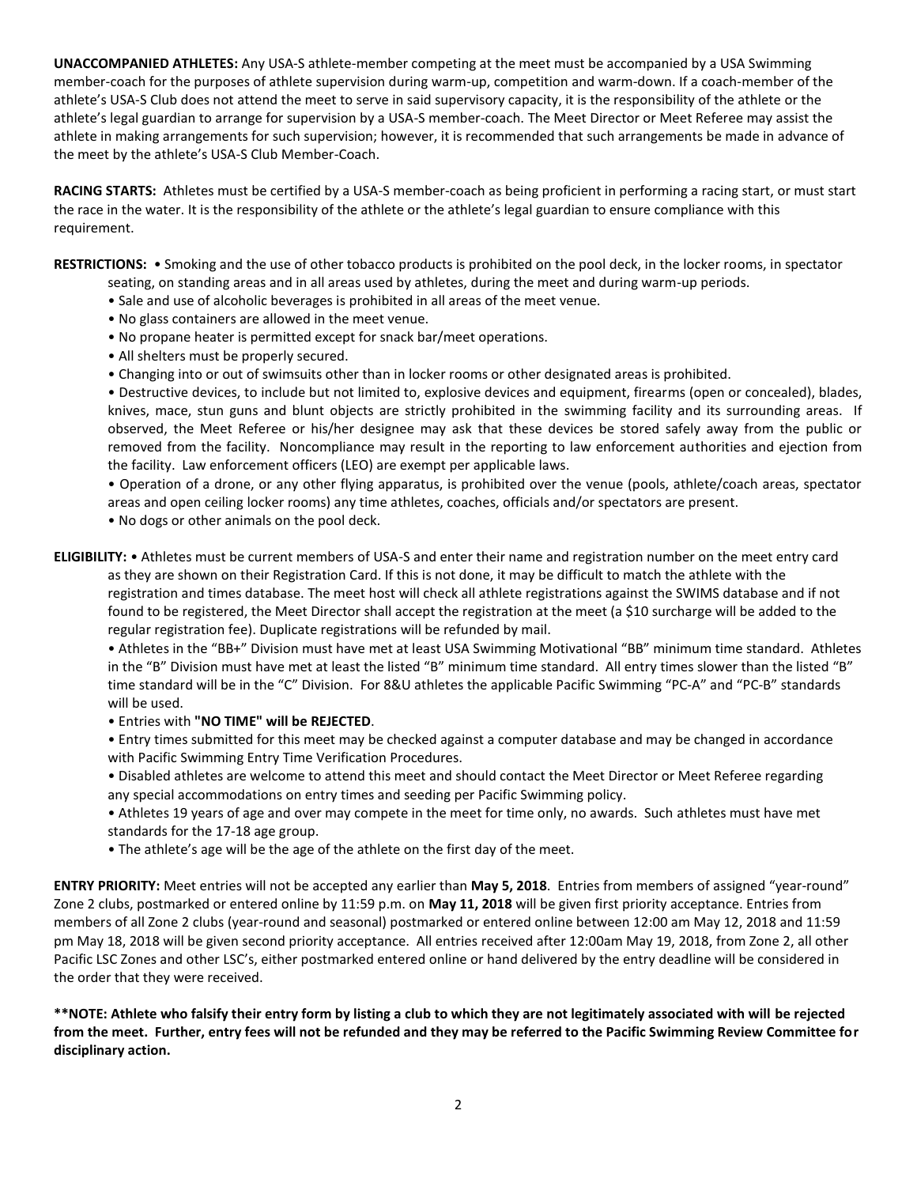**UNACCOMPANIED ATHLETES:** Any USA-S athlete-member competing at the meet must be accompanied by a USA Swimming member-coach for the purposes of athlete supervision during warm-up, competition and warm-down. If a coach-member of the athlete's USA-S Club does not attend the meet to serve in said supervisory capacity, it is the responsibility of the athlete or the athlete's legal guardian to arrange for supervision by a USA-S member-coach. The Meet Director or Meet Referee may assist the athlete in making arrangements for such supervision; however, it is recommended that such arrangements be made in advance of the meet by the athlete's USA-S Club Member-Coach.

**RACING STARTS:** Athletes must be certified by a USA-S member-coach as being proficient in performing a racing start, or must start the race in the water. It is the responsibility of the athlete or the athlete's legal guardian to ensure compliance with this requirement.

**RESTRICTIONS:**
- Smoking and the use of other tobacco products is prohibited on the pool deck, in the locker rooms, in spectator seating, on standing areas and in all areas used by athletes, during the meet and during warm-up periods.
- Sale and use of alcoholic beverages is prohibited in all areas of the meet venue.
- No glass containers are allowed in the meet venue.
- No propane heater is permitted except for snack bar/meet operations.
- All shelters must be properly secured.
- Changing into or out of swimsuits other than in locker rooms or other designated areas is prohibited.
- Destructive devices, to include but not limited to, explosive devices and equipment, firearms (open or concealed), blades, knives, mace, stun guns and blunt objects are strictly prohibited in the swimming facility and its surrounding areas. If observed, the Meet Referee or his/her designee may ask that these devices be stored safely away from the public or removed from the facility. Noncompliance may result in the reporting to law enforcement authorities and ejection from the facility. Law enforcement officers (LEO) are exempt per applicable laws.
- Operation of a drone, or any other flying apparatus, is prohibited over the venue (pools, athlete/coach areas, spectator areas and open ceiling locker rooms) any time athletes, coaches, officials and/or spectators are present.
- No dogs or other animals on the pool deck.

**ELIGIBILITY:**
- Athletes must be current members of USA-S and enter their name and registration number on the meet entry card as they are shown on their Registration Card. If this is not done, it may be difficult to match the athlete with the registration and times database. The meet host will check all athlete registrations against the SWIMS database and if not found to be registered, the Meet Director shall accept the registration at the meet (a $10 surcharge will be added to the regular registration fee). Duplicate registrations will be refunded by mail.
- Athletes in the "BB+" Division must have met at least USA Swimming Motivational "BB" minimum time standard. Athletes in the "B" Division must have met at least the listed "B" minimum time standard. All entry times slower than the listed "B" time standard will be in the "C" Division. For 8&U athletes the applicable Pacific Swimming "PC-A" and "PC-B" standards will be used.
- Entries with **"NO TIME" will be REJECTED**.
- Entry times submitted for this meet may be checked against a computer database and may be changed in accordance with Pacific Swimming Entry Time Verification Procedures.
- Disabled athletes are welcome to attend this meet and should contact the Meet Director or Meet Referee regarding any special accommodations on entry times and seeding per Pacific Swimming policy.
- Athletes 19 years of age and over may compete in the meet for time only, no awards. Such athletes must have met standards for the 17-18 age group.
- The athlete's age will be the age of the athlete on the first day of the meet.

**ENTRY PRIORITY:** Meet entries will not be accepted any earlier than **May 5, 2018**. Entries from members of assigned "year-round" Zone 2 clubs, postmarked or entered online by 11:59 p.m. on **May 11, 2018** will be given first priority acceptance. Entries from members of all Zone 2 clubs (year-round and seasonal) postmarked or entered online between 12:00 am May 12, 2018 and 11:59 pm May 18, 2018 will be given second priority acceptance. All entries received after 12:00am May 19, 2018, from Zone 2, all other Pacific LSC Zones and other LSC's, either postmarked entered online or hand delivered by the entry deadline will be considered in the order that they were received.

**\*\*NOTE: Athlete who falsify their entry form by listing a club to which they are not legitimately associated with will be rejected from the meet. Further, entry fees will not be refunded and they may be referred to the Pacific Swimming Review Committee for disciplinary action.**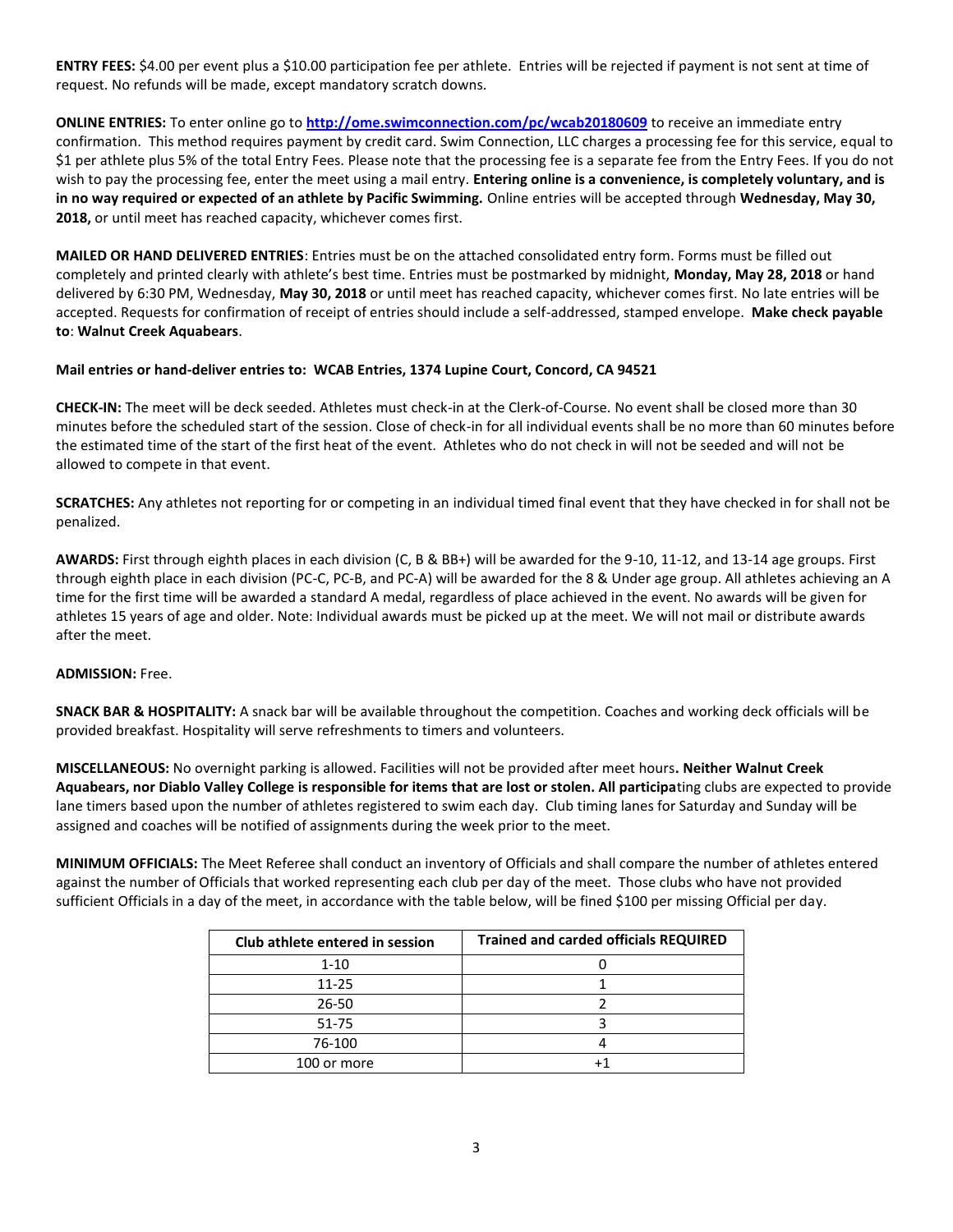**ENTRY FEES:** $4.00 per event plus a $10.00 participation fee per athlete. Entries will be rejected if payment is not sent at time of request. No refunds will be made, except mandatory scratch downs.

**ONLINE ENTRIES:** To enter online go to **http://ome.swimconnection.com/pc/wcab20180609** to receive an immediate entry confirmation. This method requires payment by credit card. Swim Connection, LLC charges a processing fee for this service, equal to $1 per athlete plus 5% of the total Entry Fees. Please note that the processing fee is a separate fee from the Entry Fees. If you do not wish to pay the processing fee, enter the meet using a mail entry. **Entering online is a convenience, is completely voluntary, and is in no way required or expected of an athlete by Pacific Swimming.** Online entries will be accepted through **Wednesday, May 30, 2018,** or until meet has reached capacity, whichever comes first.

**MAILED OR HAND DELIVERED ENTRIES**: Entries must be on the attached consolidated entry form. Forms must be filled out completely and printed clearly with athlete's best time. Entries must be postmarked by midnight, **Monday, May 28, 2018** or hand delivered by 6:30 PM, Wednesday, **May 30, 2018** or until meet has reached capacity, whichever comes first. No late entries will be accepted. Requests for confirmation of receipt of entries should include a self-addressed, stamped envelope. **Make check payable to**: **Walnut Creek Aquabears**.

**Mail entries or hand-deliver entries to: WCAB Entries, 1374 Lupine Court, Concord, CA 94521**

**CHECK-IN:** The meet will be deck seeded. Athletes must check-in at the Clerk-of-Course. No event shall be closed more than 30 minutes before the scheduled start of the session. Close of check-in for all individual events shall be no more than 60 minutes before the estimated time of the start of the first heat of the event. Athletes who do not check in will not be seeded and will not be allowed to compete in that event.

**SCRATCHES:** Any athletes not reporting for or competing in an individual timed final event that they have checked in for shall not be penalized.

**AWARDS:** First through eighth places in each division (C, B & BB+) will be awarded for the 9-10, 11-12, and 13-14 age groups. First through eighth place in each division (PC-C, PC-B, and PC-A) will be awarded for the 8 & Under age group. All athletes achieving an A time for the first time will be awarded a standard A medal, regardless of place achieved in the event. No awards will be given for athletes 15 years of age and older. Note: Individual awards must be picked up at the meet. We will not mail or distribute awards after the meet.

**ADMISSION:** Free.

**SNACK BAR & HOSPITALITY:** A snack bar will be available throughout the competition. Coaches and working deck officials will be provided breakfast. Hospitality will serve refreshments to timers and volunteers.

**MISCELLANEOUS:** No overnight parking is allowed. Facilities will not be provided after meet hours**. Neither Walnut Creek Aquabears, nor Diablo Valley College is responsible for items that are lost or stolen. All participa**ting clubs are expected to provide lane timers based upon the number of athletes registered to swim each day. Club timing lanes for Saturday and Sunday will be assigned and coaches will be notified of assignments during the week prior to the meet.

**MINIMUM OFFICIALS:** The Meet Referee shall conduct an inventory of Officials and shall compare the number of athletes entered against the number of Officials that worked representing each club per day of the meet. Those clubs who have not provided sufficient Officials in a day of the meet, in accordance with the table below, will be fined $100 per missing Official per day.

| Club athlete entered in session | Trained and carded officials REQUIRED |
|---|---|
| 1-10 | 0 |
| 11-25 | 1 |
| 26-50 | 2 |
| 51-75 | 3 |
| 76-100 | 4 |
| 100 or more | +1 |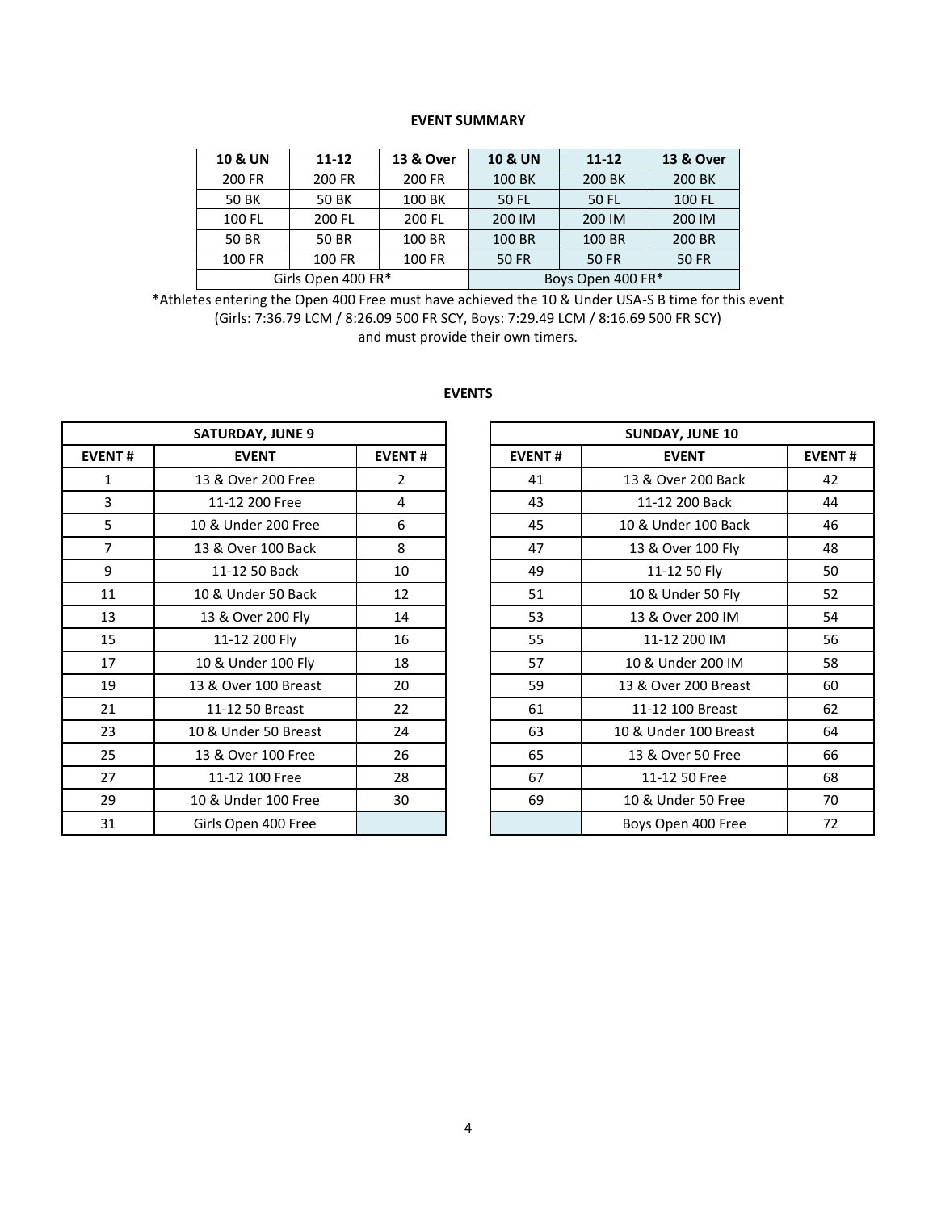**EVENT SUMMARY**

| 10 & UN | 11-12 | 13 & Over | 10 & UN | 11-12 | 13 & Over |
|---|---|---|---|---|---|
| 200 FR | 200 FR | 200 FR | 100 BK | 200 BK | 200 BK |
| 50 BK | 50 BK | 100 BK | 50 FL | 50 FL | 100 FL |
| 100 FL | 200 FL | 200 FL | 200 IM | 200 IM | 200 IM |
| 50 BR | 50 BR | 100 BR | 100 BR | 100 BR | 200 BR |
| 100 FR | 100 FR | 100 FR | 50 FR | 50 FR | 50 FR |
| Girls Open 400 FR* | | | Boys Open 400 FR* | | |

*Athletes entering the Open 400 Free must have achieved the 10 & Under USA-S B time for this event
(Girls: 7:36.79 LCM / 8:26.09 500 FR SCY, Boys: 7:29.49 LCM / 8:16.69 500 FR SCY)
and must provide their own timers.

**EVENTS**

| SATURDAY, JUNE 9 | | |
|---|---|---|
| **EVENT #** | **EVENT** | **EVENT #** |
| 1 | 13 & Over 200 Free | 2 |
| 3 | 11-12 200 Free | 4 |
| 5 | 10 & Under 200 Free | 6 |
| 7 | 13 & Over 100 Back | 8 |
| 9 | 11-12 50 Back | 10 |
| 11 | 10 & Under 50 Back | 12 |
| 13 | 13 & Over 200 Fly | 14 |
| 15 | 11-12 200 Fly | 16 |
| 17 | 10 & Under 100 Fly | 18 |
| 19 | 13 & Over 100 Breast | 20 |
| 21 | 11-12 50 Breast | 22 |
| 23 | 10 & Under 50 Breast | 24 |
| 25 | 13 & Over 100 Free | 26 |
| 27 | 11-12 100 Free | 28 |
| 29 | 10 & Under 100 Free | 30 |
| 31 | Girls Open 400 Free | |

| SUNDAY, JUNE 10 | | |
|---|---|---|
| **EVENT #** | **EVENT** | **EVENT #** |
| 41 | 13 & Over 200 Back | 42 |
| 43 | 11-12 200 Back | 44 |
| 45 | 10 & Under 100 Back | 46 |
| 47 | 13 & Over 100 Fly | 48 |
| 49 | 11-12 50 Fly | 50 |
| 51 | 10 & Under 50 Fly | 52 |
| 53 | 13 & Over 200 IM | 54 |
| 55 | 11-12 200 IM | 56 |
| 57 | 10 & Under 200 IM | 58 |
| 59 | 13 & Over 200 Breast | 60 |
| 61 | 11-12 100 Breast | 62 |
| 63 | 10 & Under 100 Breast | 64 |
| 65 | 13 & Over 50 Free | 66 |
| 67 | 11-12 50 Free | 68 |
| 69 | 10 & Under 50 Free | 70 |
| | Boys Open 400 Free | 72 |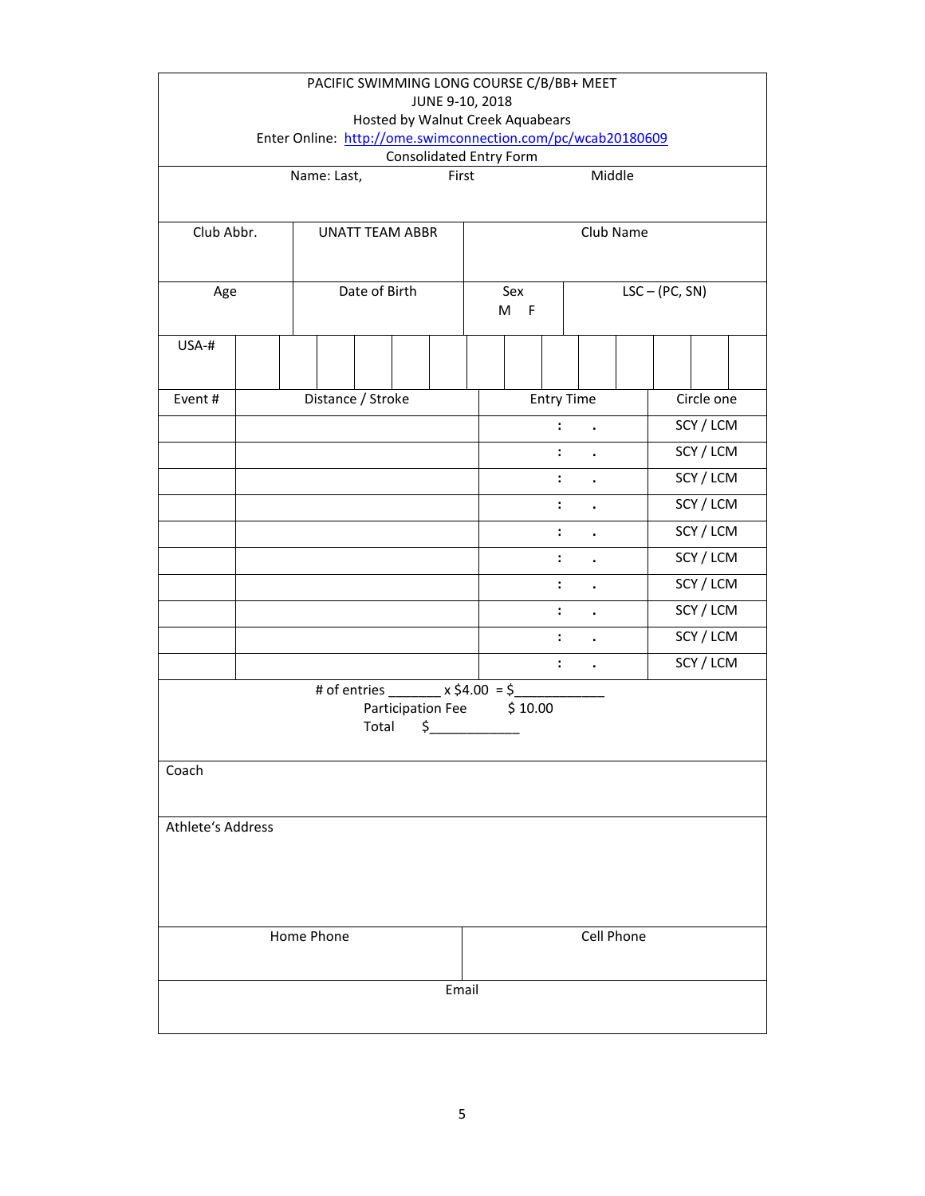PACIFIC SWIMMING LONG COURSE C/B/BB+ MEET
JUNE 9-10, 2018
Hosted by Walnut Creek Aquabears
Enter Online: http://ome.swimconnection.com/pc/wcab20180609
Consolidated Entry Form

| Name: Last, | First | Middle |
|---|---|---|
| | | |

| Club Abbr. | UNATT TEAM ABBR | Club Name |
|---|---|---|
| | | |

| Age | Date of Birth | Sex M F | LSC – (PC, SN) |
|---|---|---|---|
| | | | |

| USA-# | | | | | | | | | | | | | | |
|---|---|---|---|---|---|---|---|---|---|---|---|---|---|---|
| | | | | | | | | | | | | | | |

| Event # | Distance / Stroke | Entry Time | Circle one |
|---|---|---|---|
| | | : . | SCY / LCM |
| | | : . | SCY / LCM |
| | | : . | SCY / LCM |
| | | : . | SCY / LCM |
| | | : . | SCY / LCM |
| | | : . | SCY / LCM |
| | | : . | SCY / LCM |
| | | : . | SCY / LCM |
| | | : . | SCY / LCM |
| | | : . | SCY / LCM |

# of entries _______ x $4.00 = $____________
Participation Fee $ 10.00
Total $____________

Coach

Athlete's Address

| Home Phone | Cell Phone |
|---|---|
| | |

Email